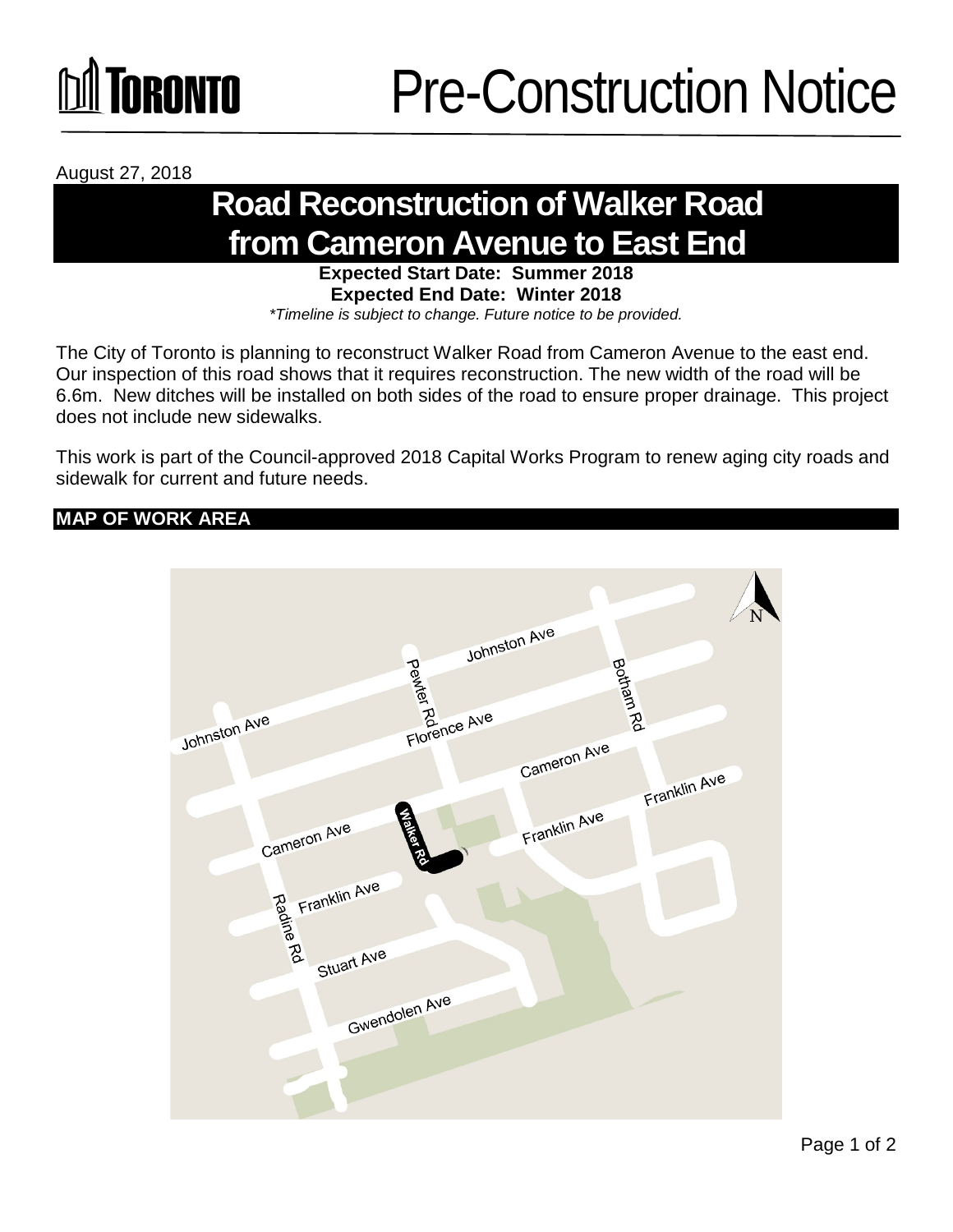TORONTO

# Pre-Construction Notice

August 27, 2018

## Road Reconstruction of Walker Road from Cameron Avenue to East End

**Expected Start Date: Summer 2018**
**Expected End Date: Winter 2018**

*\*Timeline is subject to change. Future notice to be provided.*

The City of Toronto is planning to reconstruct Walker Road from Cameron Avenue to the east end. Our inspection of this road shows that it requires reconstruction. The new width of the road will be 6.6m. New ditches will be installed on both sides of the road to ensure proper drainage. This project does not include new sidewalks.

This work is part of the Council-approved 2018 Capital Works Program to renew aging city roads and sidewalk for current and future needs.

### MAP OF WORK AREA

Johnston Ave, Pewter Rd, Botham Rd, Florence Ave, Cameron Ave, Franklin Ave, Walker Rd, Radine Rd, Stuart Ave, Gwendolen Ave, N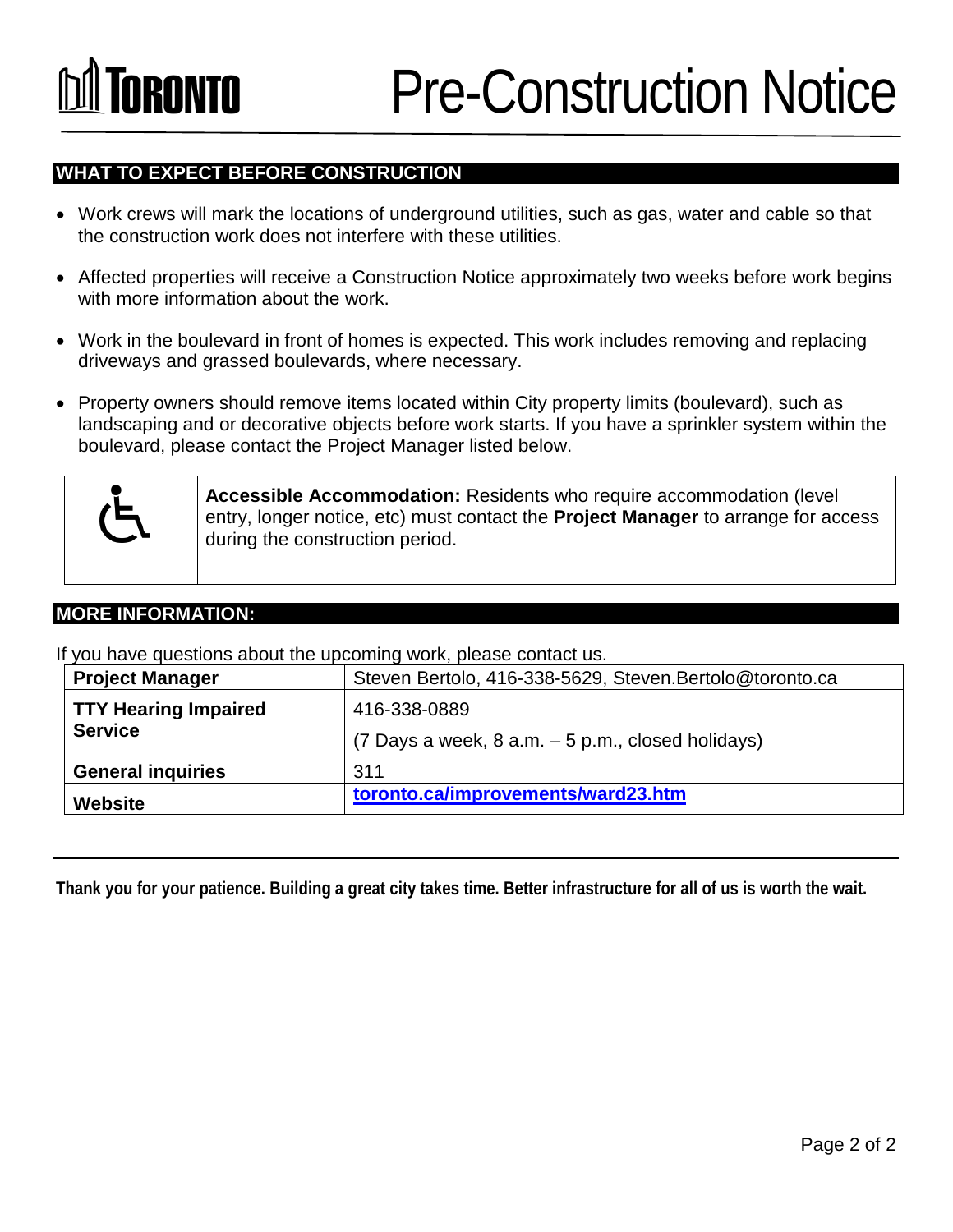# Pre-Construction Notice

## WHAT TO EXPECT BEFORE CONSTRUCTION

- Work crews will mark the locations of underground utilities, such as gas, water and cable so that the construction work does not interfere with these utilities.
- Affected properties will receive a Construction Notice approximately two weeks before work begins with more information about the work.
- Work in the boulevard in front of homes is expected. This work includes removing and replacing driveways and grassed boulevards, where necessary.
- Property owners should remove items located within City property limits (boulevard), such as landscaping and or decorative objects before work starts. If you have a sprinkler system within the boulevard, please contact the Project Manager listed below.

**Accessible Accommodation:** Residents who require accommodation (level entry, longer notice, etc) must contact the **Project Manager** to arrange for access during the construction period.

## MORE INFORMATION:

If you have questions about the upcoming work, please contact us.

| | |
|---|---|
| **Project Manager** | Steven Bertolo, 416-338-5629, Steven.Bertolo@toronto.ca |
| **TTY Hearing Impaired Service** | 416-338-0889<br>(7 Days a week, 8 a.m. – 5 p.m., closed holidays) |
| **General inquiries** | 311 |
| **Website** | **toronto.ca/improvements/ward23.htm** |

**Thank you for your patience. Building a great city takes time. Better infrastructure for all of us is worth the wait.**